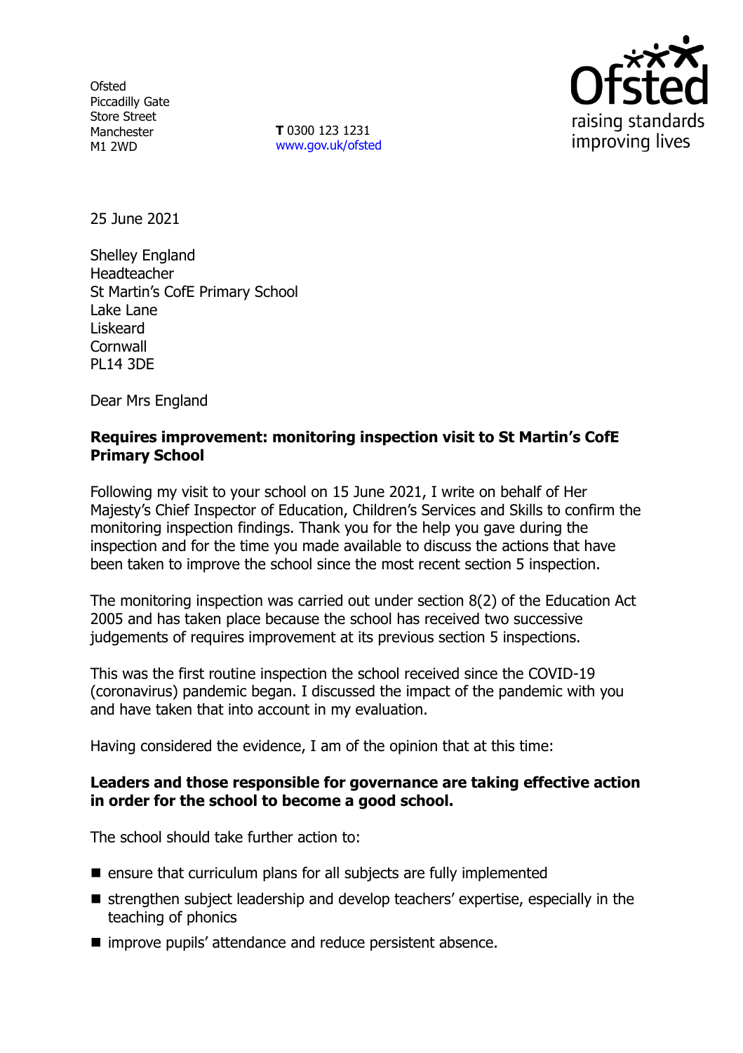Ofsted
Piccadilly Gate
Store Street
Manchester
M1 2WD

**T** 0300 123 1231
www.gov.uk/ofsted

25 June 2021

Shelley England
Headteacher
St Martin's CofE Primary School
Lake Lane
Liskeard
Cornwall
PL14 3DE

Dear Mrs England

**Requires improvement: monitoring inspection visit to St Martin's CofE Primary School**

Following my visit to your school on 15 June 2021, I write on behalf of Her Majesty's Chief Inspector of Education, Children's Services and Skills to confirm the monitoring inspection findings. Thank you for the help you gave during the inspection and for the time you made available to discuss the actions that have been taken to improve the school since the most recent section 5 inspection.

The monitoring inspection was carried out under section 8(2) of the Education Act 2005 and has taken place because the school has received two successive judgements of requires improvement at its previous section 5 inspections.

This was the first routine inspection the school received since the COVID-19 (coronavirus) pandemic began. I discussed the impact of the pandemic with you and have taken that into account in my evaluation.

Having considered the evidence, I am of the opinion that at this time:

**Leaders and those responsible for governance are taking effective action in order for the school to become a good school.**

The school should take further action to:

- ensure that curriculum plans for all subjects are fully implemented
- strengthen subject leadership and develop teachers' expertise, especially in the teaching of phonics
- improve pupils' attendance and reduce persistent absence.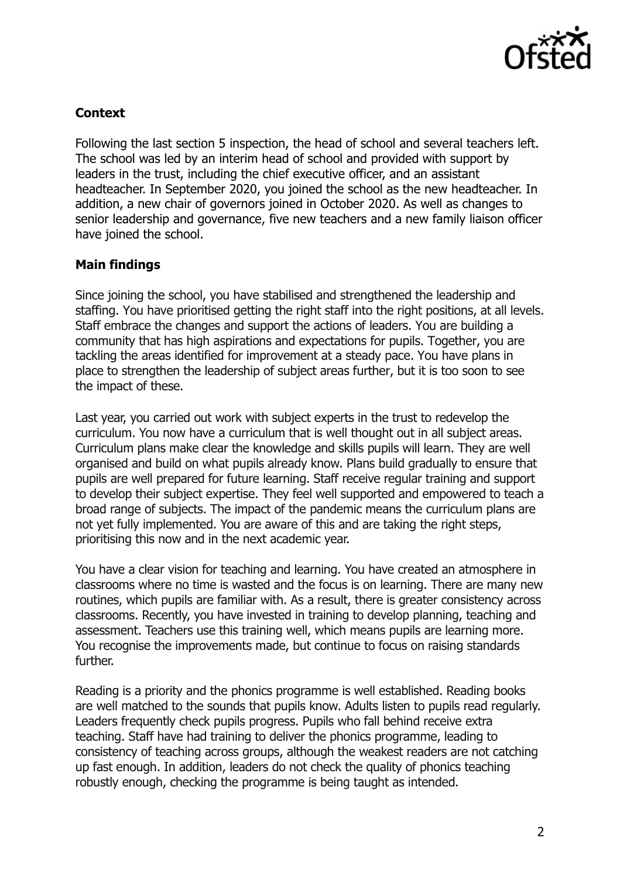## Context

Following the last section 5 inspection, the head of school and several teachers left. The school was led by an interim head of school and provided with support by leaders in the trust, including the chief executive officer, and an assistant headteacher. In September 2020, you joined the school as the new headteacher. In addition, a new chair of governors joined in October 2020. As well as changes to senior leadership and governance, five new teachers and a new family liaison officer have joined the school.

## Main findings

Since joining the school, you have stabilised and strengthened the leadership and staffing. You have prioritised getting the right staff into the right positions, at all levels. Staff embrace the changes and support the actions of leaders. You are building a community that has high aspirations and expectations for pupils. Together, you are tackling the areas identified for improvement at a steady pace. You have plans in place to strengthen the leadership of subject areas further, but it is too soon to see the impact of these.

Last year, you carried out work with subject experts in the trust to redevelop the curriculum. You now have a curriculum that is well thought out in all subject areas. Curriculum plans make clear the knowledge and skills pupils will learn. They are well organised and build on what pupils already know. Plans build gradually to ensure that pupils are well prepared for future learning. Staff receive regular training and support to develop their subject expertise. They feel well supported and empowered to teach a broad range of subjects. The impact of the pandemic means the curriculum plans are not yet fully implemented. You are aware of this and are taking the right steps, prioritising this now and in the next academic year.

You have a clear vision for teaching and learning. You have created an atmosphere in classrooms where no time is wasted and the focus is on learning. There are many new routines, which pupils are familiar with. As a result, there is greater consistency across classrooms. Recently, you have invested in training to develop planning, teaching and assessment. Teachers use this training well, which means pupils are learning more. You recognise the improvements made, but continue to focus on raising standards further.

Reading is a priority and the phonics programme is well established. Reading books are well matched to the sounds that pupils know. Adults listen to pupils read regularly. Leaders frequently check pupils progress. Pupils who fall behind receive extra teaching. Staff have had training to deliver the phonics programme, leading to consistency of teaching across groups, although the weakest readers are not catching up fast enough. In addition, leaders do not check the quality of phonics teaching robustly enough, checking the programme is being taught as intended.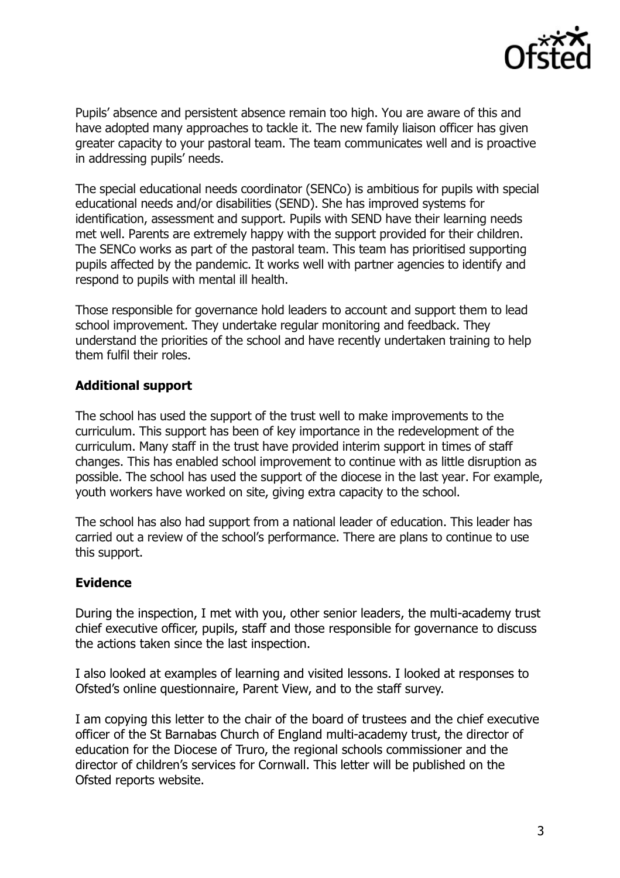Pupils' absence and persistent absence remain too high. You are aware of this and have adopted many approaches to tackle it. The new family liaison officer has given greater capacity to your pastoral team. The team communicates well and is proactive in addressing pupils' needs.

The special educational needs coordinator (SENCo) is ambitious for pupils with special educational needs and/or disabilities (SEND). She has improved systems for identification, assessment and support. Pupils with SEND have their learning needs met well. Parents are extremely happy with the support provided for their children. The SENCo works as part of the pastoral team. This team has prioritised supporting pupils affected by the pandemic. It works well with partner agencies to identify and respond to pupils with mental ill health.

Those responsible for governance hold leaders to account and support them to lead school improvement. They undertake regular monitoring and feedback. They understand the priorities of the school and have recently undertaken training to help them fulfil their roles.

## Additional support

The school has used the support of the trust well to make improvements to the curriculum. This support has been of key importance in the redevelopment of the curriculum. Many staff in the trust have provided interim support in times of staff changes. This has enabled school improvement to continue with as little disruption as possible. The school has used the support of the diocese in the last year. For example, youth workers have worked on site, giving extra capacity to the school.

The school has also had support from a national leader of education. This leader has carried out a review of the school's performance. There are plans to continue to use this support.

## Evidence

During the inspection, I met with you, other senior leaders, the multi-academy trust chief executive officer, pupils, staff and those responsible for governance to discuss the actions taken since the last inspection.

I also looked at examples of learning and visited lessons. I looked at responses to Ofsted's online questionnaire, Parent View, and to the staff survey.

I am copying this letter to the chair of the board of trustees and the chief executive officer of the St Barnabas Church of England multi-academy trust, the director of education for the Diocese of Truro, the regional schools commissioner and the director of children's services for Cornwall. This letter will be published on the Ofsted reports website.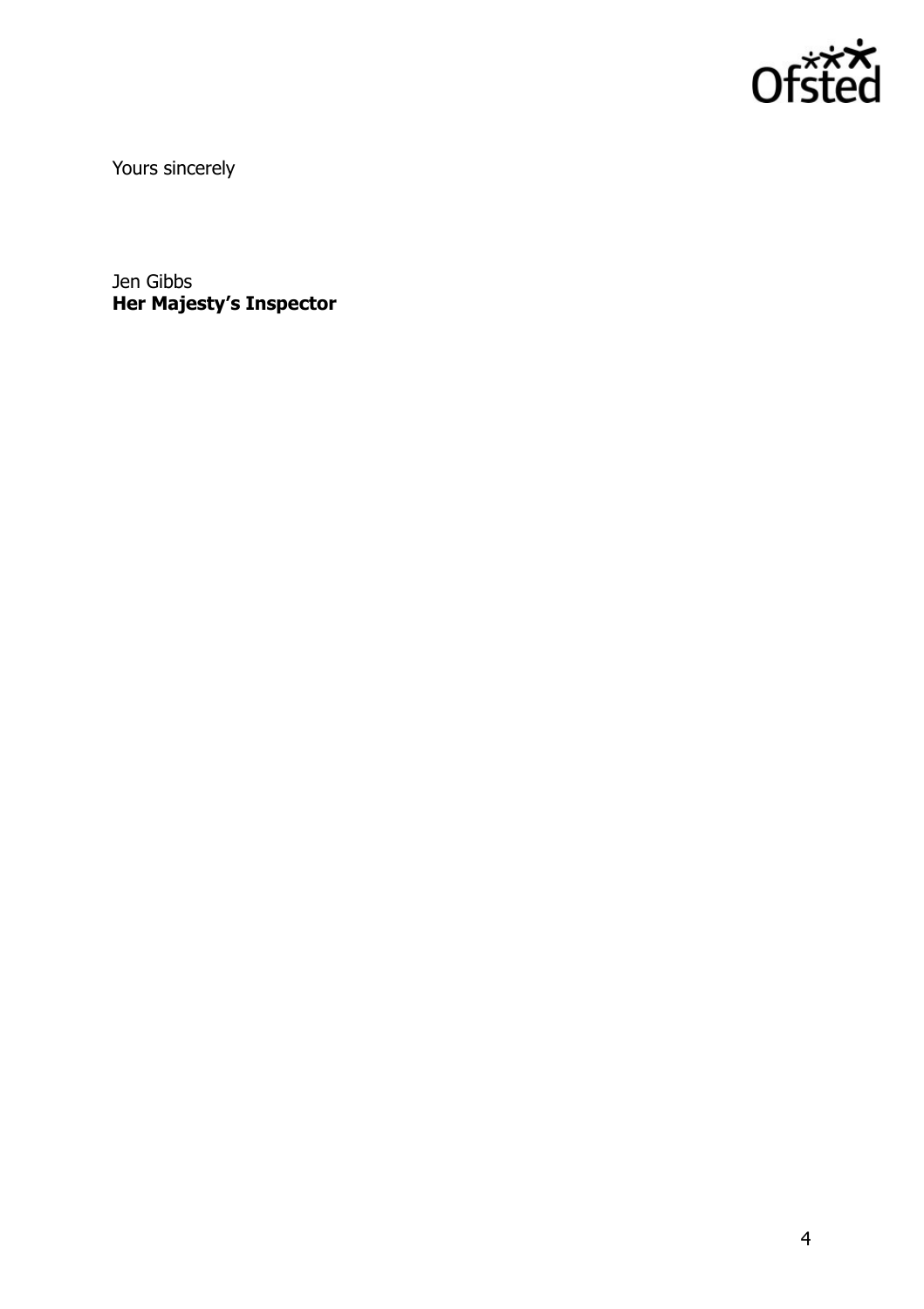Yours sincerely

Jen Gibbs
**Her Majesty's Inspector**